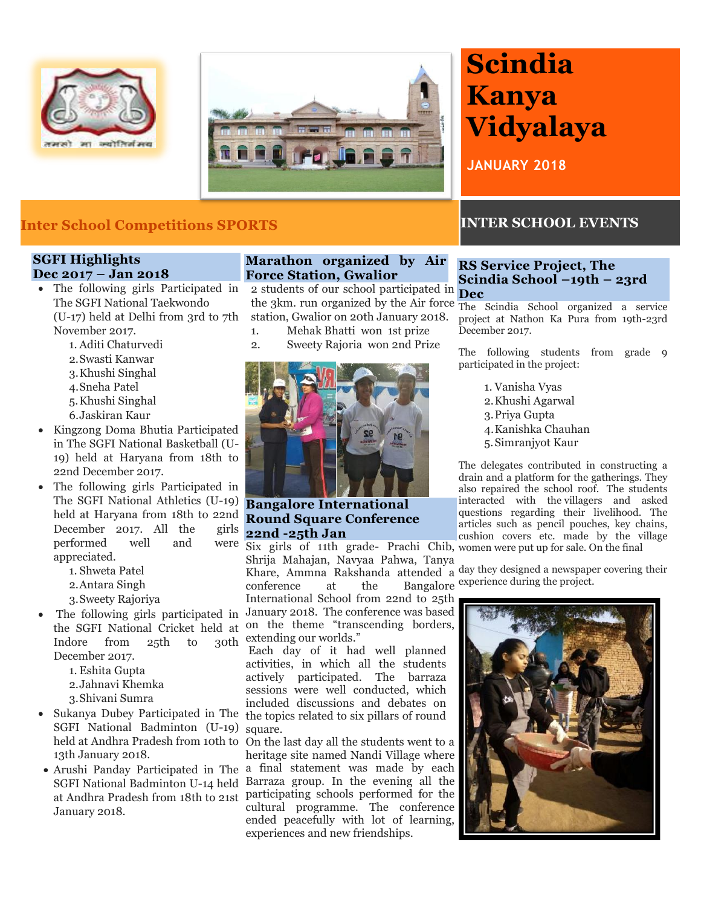# Scindia Kanya Vidyalaya

**JANUARY 2018**

## Inter School Competitions SPORTS

### SGFI Highlights Dec 2017 – Jan 2018

- The following girls Participated in The SGFI National Taekwondo (U-17) held at Delhi from 3rd to 7th November 2017.
    1. Aditi Chaturvedi
    2. Swasti Kanwar
    3. Khushi Singhal
    4. Sneha Patel
    5. Khushi Singhal
    6. Jaskiran Kaur
- Kingzong Doma Bhutia Participated in The SGFI National Basketball (U-19) held at Haryana from 18th to 22nd December 2017.
- The following girls Participated in The SGFI National Athletics (U-19) held at Haryana from 18th to 22nd December 2017. All the girls performed well and were appreciated.
    1. Shweta Patel
    2. Antara Singh
    3. Sweety Rajoriya
- The following girls participated in the SGFI National Cricket held at Indore from 25th to 30th December 2017.
    1. Eshita Gupta
    2. Jahnavi Khemka
    3. Shivani Sumra
- Sukanya Dubey Participated in The SGFI National Badminton (U-19) held at Andhra Pradesh from 10th to 13th January 2018.
- Arushi Panday Participated in The SGFI National Badminton U-14 held at Andhra Pradesh from 18th to 21st January 2018.

### Marathon organized by Air Force Station, Gwalior

2 students of our school participated in the 3km. run organized by the Air force station, Gwalior on 20th January 2018.

1. Mehak Bhatti won 1st prize
2. Sweety Rajoria won 2nd Prize

### Bangalore International Round Square Conference 22nd -25th Jan

Six girls of 11th grade- Prachi Chib, Shrija Mahajan, Navyaa Pahwa, Tanya Khare, Ammna Rakshanda attended a conference at the Bangalore International School from 22nd to 25th January 2018. The conference was based on the theme "transcending borders, extending our worlds."

Each day of it had well planned activities, in which all the students actively participated. The barraza sessions were well conducted, which included discussions and debates on the topics related to six pillars of round square.

On the last day all the students went to a heritage site named Nandi Village where a final statement was made by each Barraza group. In the evening all the participating schools performed for the cultural programme. The conference ended peacefully with lot of learning, experiences and new friendships.

## INTER SCHOOL EVENTS

### RS Service Project, The Scindia School –19th – 23rd Dec

The Scindia School organized a service project at Nathon Ka Pura from 19th-23rd December 2017.

The following students from grade 9 participated in the project:

1. Vanisha Vyas
2. Khushi Agarwal
3. Priya Gupta
4. Kanishka Chauhan
5. Simranjyot Kaur

The delegates contributed in constructing a drain and a platform for the gatherings. They also repaired the school roof. The students interacted with the villagers and asked questions regarding their livelihood. The articles such as pencil pouches, key chains, cushion covers etc. made by the village women were put up for sale. On the final day they designed a newspaper covering their experience during the project.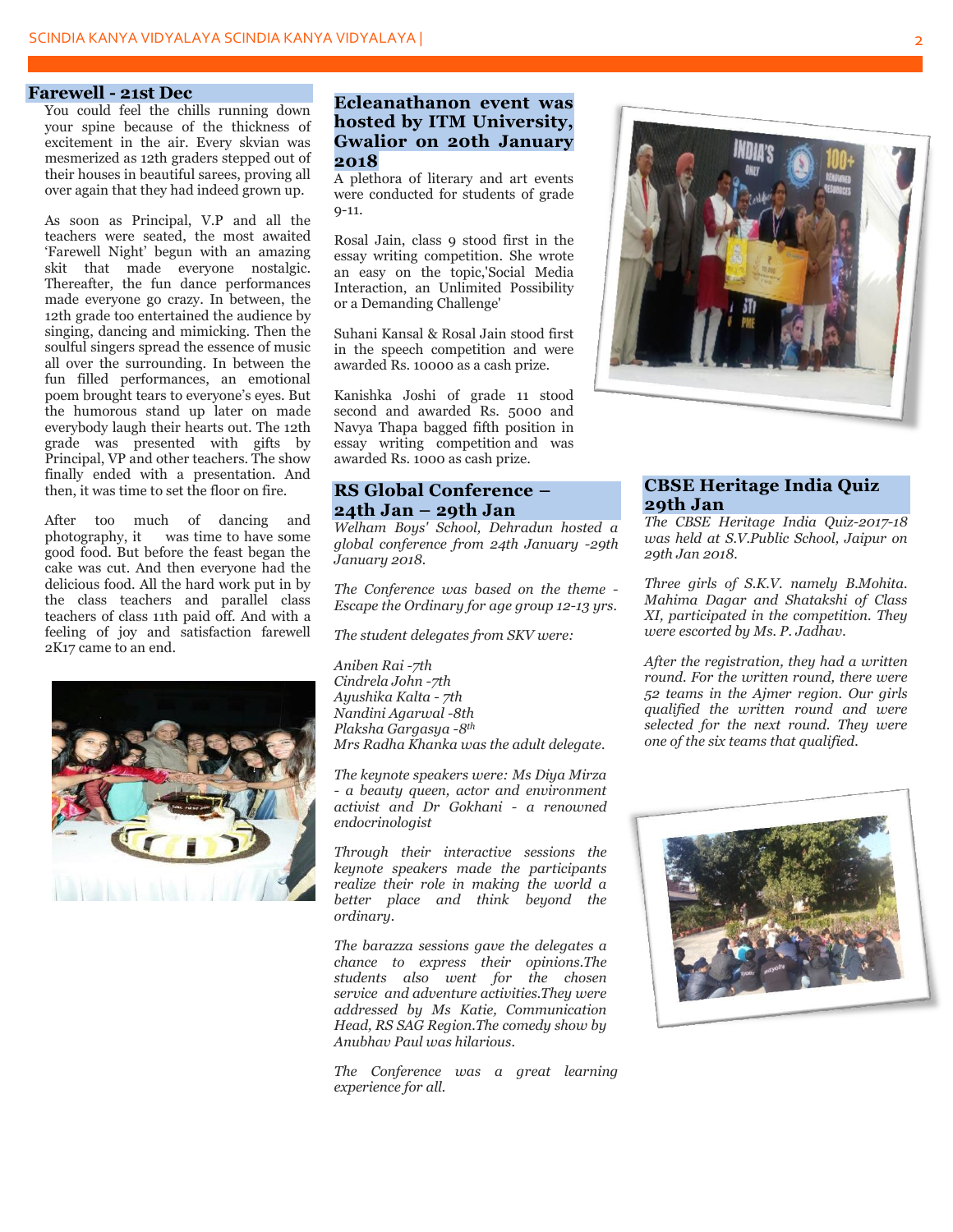## Farewell - 21st Dec

You could feel the chills running down your spine because of the thickness of excitement in the air. Every skvian was mesmerized as 12th graders stepped out of their houses in beautiful sarees, proving all over again that they had indeed grown up.

As soon as Principal, V.P and all the teachers were seated, the most awaited 'Farewell Night' begun with an amazing skit that made everyone nostalgic. Thereafter, the fun dance performances made everyone go crazy. In between, the 12th grade too entertained the audience by singing, dancing and mimicking. Then the soulful singers spread the essence of music all over the surrounding. In between the fun filled performances, an emotional poem brought tears to everyone's eyes. But the humorous stand up later on made everybody laugh their hearts out. The 12th grade was presented with gifts by Principal, VP and other teachers. The show finally ended with a presentation. And then, it was time to set the floor on fire.

After too much of dancing and photography, it was time to have some good food. But before the feast began the cake was cut. And then everyone had the delicious food. All the hard work put in by the class teachers and parallel class teachers of class 11th paid off. And with a feeling of joy and satisfaction farewell 2K17 came to an end.

## Ecleanathanon event was hosted by ITM University, Gwalior on 20th January 2018

A plethora of literary and art events were conducted for students of grade 9-11.

Rosal Jain, class 9 stood first in the essay writing competition. She wrote an easy on the topic,'Social Media Interaction, an Unlimited Possibility or a Demanding Challenge'

Suhani Kansal & Rosal Jain stood first in the speech competition and were awarded Rs. 10000 as a cash prize.

Kanishka Joshi of grade 11 stood second and awarded Rs. 5000 and Navya Thapa bagged fifth position in essay writing competition and was awarded Rs. 1000 as cash prize.

## RS Global Conference – 24th Jan – 29th Jan

*Welham Boys' School, Dehradun hosted a global conference from 24th January -29th January 2018.*

*The Conference was based on the theme - Escape the Ordinary for age group 12-13 yrs.*

*The student delegates from SKV were:*

*Aniben Rai -7th*
*Cindrela John -7th*
*Ayushika Kalta - 7th*
*Nandini Agarwal -8th*
*Plaksha Gargasya -8th*
*Mrs Radha Khanka was the adult delegate.*

*The keynote speakers were: Ms Diya Mirza - a beauty queen, actor and environment activist and Dr Gokhani - a renowned endocrinologist*

*Through their interactive sessions the keynote speakers made the participants realize their role in making the world a better place and think beyond the ordinary.*

*The barazza sessions gave the delegates a chance to express their opinions.The students also went for the chosen service and adventure activities.They were addressed by Ms Katie, Communication Head, RS SAG Region.The comedy show by Anubhav Paul was hilarious.*

*The Conference was a great learning experience for all.*

## CBSE Heritage India Quiz 29th Jan

*The CBSE Heritage India Quiz-2017-18 was held at S.V.Public School, Jaipur on 29th Jan 2018.*

*Three girls of S.K.V. namely B.Mohita. Mahima Dagar and Shatakshi of Class XI, participated in the competition. They were escorted by Ms. P. Jadhav.*

*After the registration, they had a written round. For the written round, there were 52 teams in the Ajmer region. Our girls qualified the written round and were selected for the next round. They were one of the six teams that qualified.*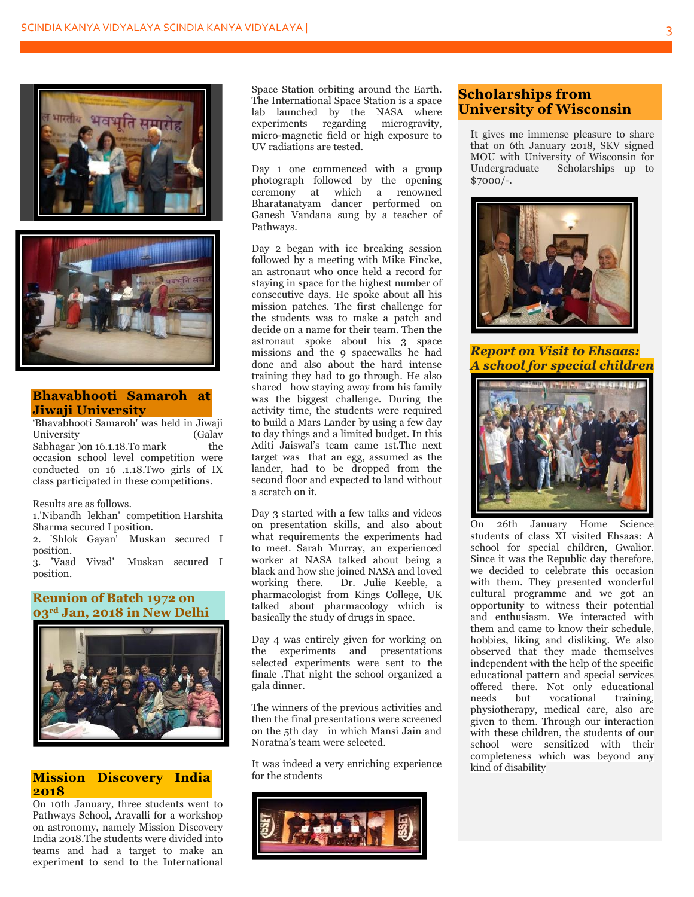## Bhavabhooti Samaroh at Jiwaji University

'Bhavabhooti Samaroh' was held in Jiwaji University (Galav Sabhagar )on 16.1.18.To mark the occasion school level competition were conducted on 16 .1.18.Two girls of IX class participated in these competitions.

Results are as follows.

1.'Nibandh lekhan' competition Harshita Sharma secured I position.
2. 'Shlok Gayan' Muskan secured I position.
3. 'Vaad Vivad' Muskan secured I position.

## Reunion of Batch 1972 on 03rd Jan, 2018 in New Delhi

## Mission Discovery India 2018

On 10th January, three students went to Pathways School, Aravalli for a workshop on astronomy, namely Mission Discovery India 2018.The students were divided into teams and had a target to make an experiment to send to the International Space Station orbiting around the Earth. The International Space Station is a space lab launched by the NASA where experiments regarding microgravity, micro-magnetic field or high exposure to UV radiations are tested.

Day 1 one commenced with a group photograph followed by the opening ceremony at which a renowned Bharatanatyam dancer performed on Ganesh Vandana sung by a teacher of Pathways.

Day 2 began with ice breaking session followed by a meeting with Mike Fincke, an astronaut who once held a record for staying in space for the highest number of consecutive days. He spoke about all his mission patches. The first challenge for the students was to make a patch and decide on a name for their team. Then the astronaut spoke about his 3 space missions and the 9 spacewalks he had done and also about the hard intense training they had to go through. He also shared how staying away from his family was the biggest challenge. During the activity time, the students were required to build a Mars Lander by using a few day to day things and a limited budget. In this Aditi Jaiswal's team came 1st.The next target was that an egg, assumed as the lander, had to be dropped from the second floor and expected to land without a scratch on it.

Day 3 started with a few talks and videos on presentation skills, and also about what requirements the experiments had to meet. Sarah Murray, an experienced worker at NASA talked about being a black and how she joined NASA and loved working there. Dr. Julie Keeble, a pharmacologist from Kings College, UK talked about pharmacology which is basically the study of drugs in space.

Day 4 was entirely given for working on the experiments and presentations selected experiments were sent to the finale .That night the school organized a gala dinner.

The winners of the previous activities and then the final presentations were screened on the 5th day in which Mansi Jain and Noratna's team were selected.

It was indeed a very enriching experience for the students

## Scholarships from University of Wisconsin

It gives me immense pleasure to share that on 6th January 2018, SKV signed MOU with University of Wisconsin for Undergraduate Scholarships up to $7000/-.

## *Report on Visit to Ehsaas: A school for special children*

On 26th January Home Science students of class XI visited Ehsaas: A school for special children, Gwalior. Since it was the Republic day therefore, we decided to celebrate this occasion with them. They presented wonderful cultural programme and we got an opportunity to witness their potential and enthusiasm. We interacted with them and came to know their schedule, hobbies, liking and disliking. We also observed that they made themselves independent with the help of the specific educational pattern and special services offered there. Not only educational needs but vocational training, physiotherapy, medical care, also are given to them. Through our interaction with these children, the students of our school were sensitized with their completeness which was beyond any kind of disability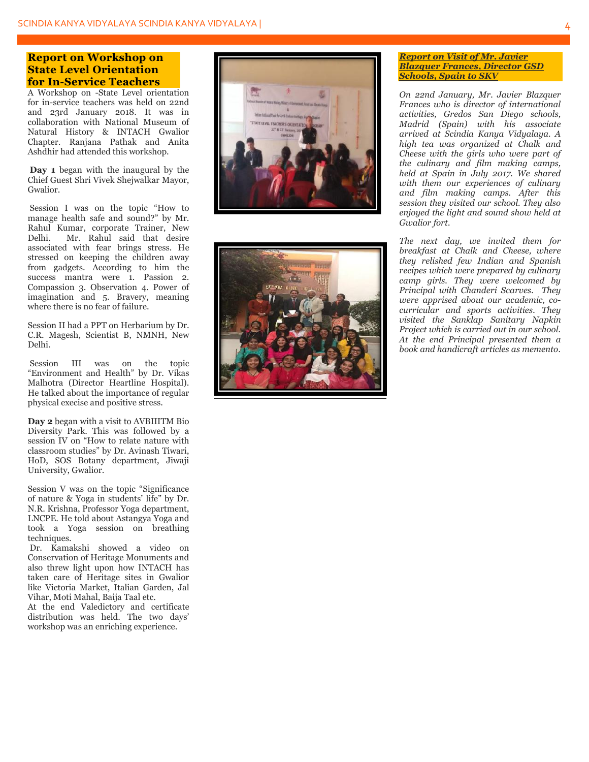## Report on Workshop on State Level Orientation for In-Service Teachers

A Workshop on -State Level orientation for in-service teachers was held on 22nd and 23rd January 2018. It was in collaboration with National Museum of Natural History & INTACH Gwalior Chapter. Ranjana Pathak and Anita Ashdhir had attended this workshop.

**Day 1** began with the inaugural by the Chief Guest Shri Vivek Shejwalkar Mayor, Gwalior.

Session I was on the topic "How to manage health safe and sound?" by Mr. Rahul Kumar, corporate Trainer, New Delhi. Mr. Rahul said that desire associated with fear brings stress. He stressed on keeping the children away from gadgets. According to him the success mantra were 1. Passion 2. Compassion 3. Observation 4. Power of imagination and 5. Bravery, meaning where there is no fear of failure.

Session II had a PPT on Herbarium by Dr. C.R. Magesh, Scientist B, NMNH, New Delhi.

Session III was on the topic "Environment and Health" by Dr. Vikas Malhotra (Director Heartline Hospital). He talked about the importance of regular physical execise and positive stress.

**Day 2** began with a visit to AVBIIITM Bio Diversity Park. This was followed by a session IV on "How to relate nature with classroom studies" by Dr. Avinash Tiwari, HoD, SOS Botany department, Jiwaji University, Gwalior.

Session V was on the topic "Significance of nature & Yoga in students' life" by Dr. N.R. Krishna, Professor Yoga department, LNCPE. He told about Astangya Yoga and took a Yoga session on breathing techniques.

Dr. Kamakshi showed a video on Conservation of Heritage Monuments and also threw light upon how INTACH has taken care of Heritage sites in Gwalior like Victoria Market, Italian Garden, Jal Vihar, Moti Mahal, Baija Taal etc.

At the end Valedictory and certificate distribution was held. The two days' workshop was an enriching experience.

## *Report on Visit of Mr. Javier Blazquer Frances, Director GSD Schools, Spain to SKV*

*On 22nd January, Mr. Javier Blazquer Frances who is director of international activities, Gredos San Diego schools, Madrid (Spain) with his associate arrived at Scindia Kanya Vidyalaya. A high tea was organized at Chalk and Cheese with the girls who were part of the culinary and film making camps, held at Spain in July 2017. We shared with them our experiences of culinary and film making camps. After this session they visited our school. They also enjoyed the light and sound show held at Gwalior fort.*

*The next day, we invited them for breakfast at Chalk and Cheese, where they relished few Indian and Spanish recipes which were prepared by culinary camp girls. They were welcomed by Principal with Chanderi Scarves. They were apprised about our academic, co-curricular and sports activities. They visited the Sanklap Sanitary Napkin Project which is carried out in our school. At the end Principal presented them a book and handicraft articles as memento.*